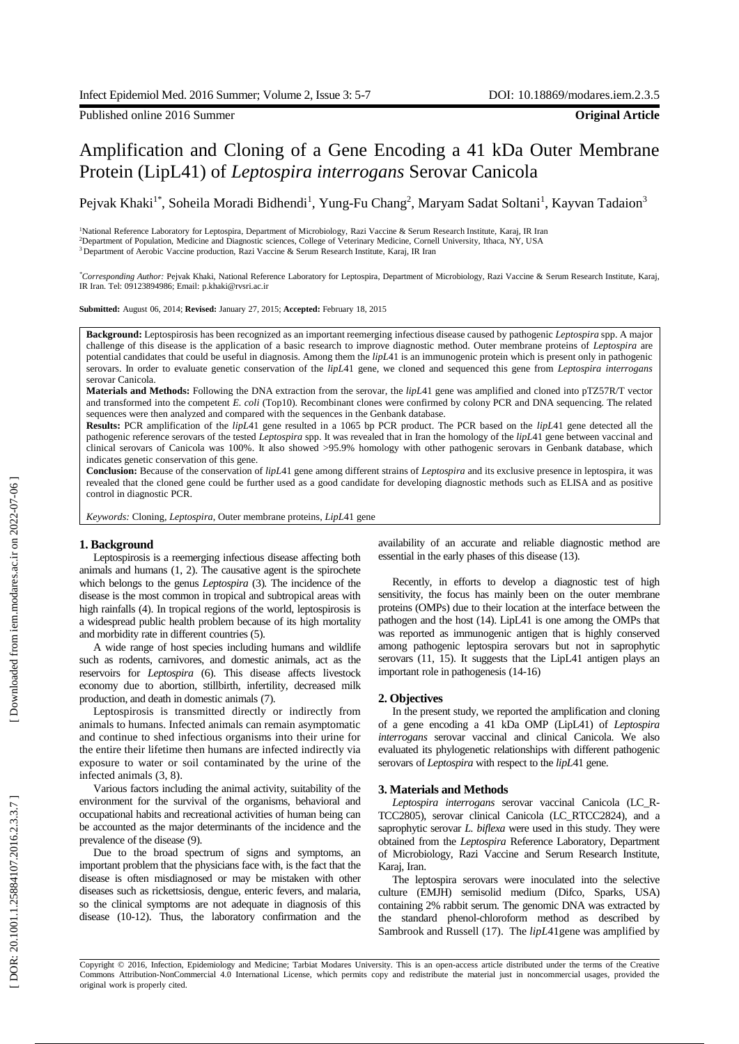Published online 2016 Summer **Original Article**

# Amplification and Cloning of a Gene Encoding a 41 kDa Outer Membrane Protein (LipL41) of *Leptospira interrogans* Serovar Canicola

Pejvak Khaki[1*], Soheila Moradi Bidhendi[1], Yung-Fu Chang[2], Maryam Sadat Soltani[1], Kayvan Tadaion[3]

[1]National Reference Laboratory for Leptospira, Department of Microbiology, Razi Vaccine & Serum Research Institute, Karaj, IR Iran
[2]Department of Population, Medicine and Diagnostic sciences, College of Veterinary Medicine, Cornell University, Ithaca, NY, USA
[3]Department of Aerobic Vaccine production, Razi Vaccine & Serum Research Institute, Karaj, IR Iran

[*]*Corresponding Author:* Pejvak Khaki, National Reference Laboratory for Leptospira, Department of Microbiology, Razi Vaccine & Serum Research Institute, Karaj, IR Iran. Tel: 09123894986; Email: p.khaki@rvsri.ac.ir

**Submitted:** August 06, 2014; **Revised:** January 27, 2015; **Accepted:** February 18, 2015

**Background:** Leptospirosis has been recognized as an important reemerging infectious disease caused by pathogenic *Leptospira* spp. A major challenge of this disease is the application of a basic research to improve diagnostic method. Outer membrane proteins of *Leptospira* are potential candidates that could be useful in diagnosis. Among them the *lipL*41 is an immunogenic protein which is present only in pathogenic serovars. In order to evaluate genetic conservation of the *lipL*41 gene, we cloned and sequenced this gene from *Leptospira interrogans* serovar Canicola.

**Materials and Methods:** Following the DNA extraction from the serovar, the *lipL*41 gene was amplified and cloned into pTZ57R/T vector and transformed into the competent *E. coli* (Top10). Recombinant clones were confirmed by colony PCR and DNA sequencing. The related sequences were then analyzed and compared with the sequences in the Genbank database.

**Results:** PCR amplification of the *lipL*41 gene resulted in a 1065 bp PCR product. The PCR based on the *lipL*41 gene detected all the pathogenic reference serovars of the tested *Leptospira* spp. It was revealed that in Iran the homology of the *lipL*41 gene between vaccinal and clinical serovars of Canicola was 100%. It also showed >95.9% homology with other pathogenic serovars in Genbank database, which indicates genetic conservation of this gene.

**Conclusion:** Because of the conservation of *lipL*41 gene among different strains of *Leptospira* and its exclusive presence in leptospira, it was revealed that the cloned gene could be further used as a good candidate for developing diagnostic methods such as ELISA and as positive control in diagnostic PCR.

*Keywords:* Cloning, *Leptospira*, Outer membrane proteins, *LipL*41 gene

## 1. Background

Leptospirosis is a reemerging infectious disease affecting both animals and humans (1, 2). The causative agent is the spirochete which belongs to the genus *Leptospira* (3). The incidence of the disease is the most common in tropical and subtropical areas with high rainfalls (4). In tropical regions of the world, leptospirosis is a widespread public health problem because of its high mortality and morbidity rate in different countries (5).

A wide range of host species including humans and wildlife such as rodents, carnivores, and domestic animals, act as the reservoirs for *Leptospira* (6). This disease affects livestock economy due to abortion, stillbirth, infertility, decreased milk production, and death in domestic animals (7).

Leptospirosis is transmitted directly or indirectly from animals to humans. Infected animals can remain asymptomatic and continue to shed infectious organisms into their urine for the entire their lifetime then humans are infected indirectly via exposure to water or soil contaminated by the urine of the infected animals (3, 8).

Various factors including the animal activity, suitability of the environment for the survival of the organisms, behavioral and occupational habits and recreational activities of human being can be accounted as the major determinants of the incidence and the prevalence of the disease (9).

Due to the broad spectrum of signs and symptoms, an important problem that the physicians face with, is the fact that the disease is often misdiagnosed or may be mistaken with other diseases such as rickettsiosis, dengue, enteric fevers, and malaria, so the clinical symptoms are not adequate in diagnosis of this disease (10-12). Thus, the laboratory confirmation and the availability of an accurate and reliable diagnostic method are essential in the early phases of this disease (13).

Recently, in efforts to develop a diagnostic test of high sensitivity, the focus has mainly been on the outer membrane proteins (OMPs) due to their location at the interface between the pathogen and the host (14). LipL41 is one among the OMPs that was reported as immunogenic antigen that is highly conserved among pathogenic leptospira serovars but not in saprophytic serovars (11, 15). It suggests that the LipL41 antigen plays an important role in pathogenesis (14-16)

## 2. Objectives

In the present study, we reported the amplification and cloning of a gene encoding a 41 kDa OMP (LipL41) of *Leptospira interrogans* serovar vaccinal and clinical Canicola. We also evaluated its phylogenetic relationships with different pathogenic serovars of *Leptospira* with respect to the *lipL*41 gene.

## 3. Materials and Methods

*Leptospira interrogans* serovar vaccinal Canicola (LC_R-TCC2805), serovar clinical Canicola (LC_RTCC2824), and a saprophytic serovar *L. biflexa* were used in this study. They were obtained from the *Leptospira* Reference Laboratory, Department of Microbiology, Razi Vaccine and Serum Research Institute, Karaj, Iran.

The leptospira serovars were inoculated into the selective culture (EMJH) semisolid medium (Difco, Sparks, USA) containing 2% rabbit serum. The genomic DNA was extracted by the standard phenol-chloroform method as described by Sambrook and Russell (17). The *lipL*41gene was amplified by

Copyright © 2016, Infection, Epidemiology and Medicine; Tarbiat Modares University. This is an open-access article distributed under the terms of the Creative Commons Attribution-NonCommercial 4.0 International License, which permits copy and redistribute the material just in noncommercial usages, provided the original work is properly cited.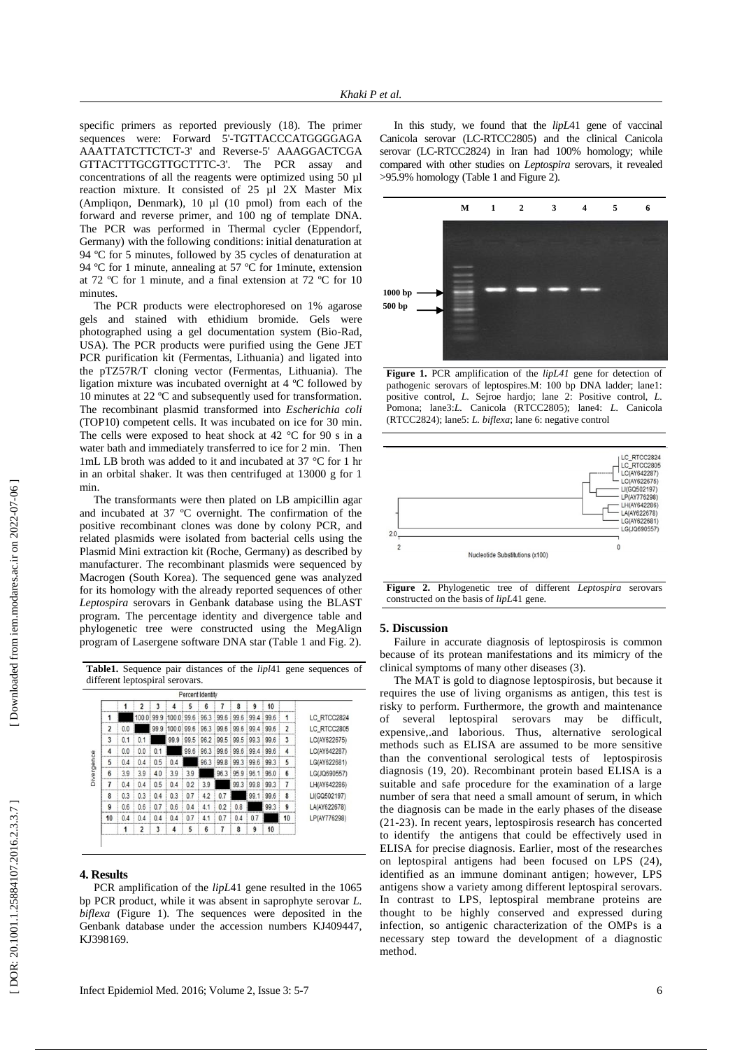specific primers as reported previously (18). The primer sequences were: Forward 5'-TGTTACCCATGGGGAGA AAATTATCTTCTCT-3' and Reverse-5' AAAGGACTCGA GTTACTTTGCGTTGCTTTC-3'. The PCR assay and concentrations of all the reagents were optimized using 50 µl reaction mixture. It consisted of 25 µl 2X Master Mix (Ampliqon, Denmark), 10 µl (10 pmol) from each of the forward and reverse primer, and 100 ng of template DNA. The PCR was performed in Thermal cycler (Eppendorf, Germany) with the following conditions: initial denaturation at 94 ºC for 5 minutes, followed by 35 cycles of denaturation at 94 ºC for 1 minute, annealing at 57 ºC for 1minute, extension at 72 ºC for 1 minute, and a final extension at 72 ºC for 10 minutes.

The PCR products were electrophoresed on 1% agarose gels and stained with ethidium bromide. Gels were photographed using a gel documentation system (Bio-Rad, USA). The PCR products were purified using the Gene JET PCR purification kit (Fermentas, Lithuania) and ligated into the pTZ57R/T cloning vector (Fermentas, Lithuania). The ligation mixture was incubated overnight at 4 ºC followed by 10 minutes at 22 ºC and subsequently used for transformation. The recombinant plasmid transformed into *Escherichia coli* (TOP10) competent cells. It was incubated on ice for 30 min. The cells were exposed to heat shock at 42 °C for 90 s in a water bath and immediately transferred to ice for 2 min. Then 1mL LB broth was added to it and incubated at 37 °C for 1 hr in an orbital shaker. It was then centrifuged at 13000 g for 1 min.

The transformants were then plated on LB ampicillin agar and incubated at 37 ºC overnight. The confirmation of the positive recombinant clones was done by colony PCR, and related plasmids were isolated from bacterial cells using the Plasmid Mini extraction kit (Roche, Germany) as described by manufacturer. The recombinant plasmids were sequenced by Macrogen (South Korea). The sequenced gene was analyzed for its homology with the already reported sequences of other *Leptospira* serovars in Genbank database using the BLAST program. The percentage identity and divergence table and phylogenetic tree were constructed using the MegAlign program of Lasergene software DNA star (Table 1 and Fig. 2).

**Table1.** Sequence pair distances of the *lipl*41 gene sequences of different leptospiral serovars.

| Divergence \ Percent Identity | 1 | 2 | 3 | 4 | 5 | 6 | 7 | 8 | 9 | 10 | | |
|---|---|---|---|---|---|---|---|---|---|---|---|---|
| 1 | | 100.0 | 99.9 | 100.0 | 99.6 | 96.3 | 99.6 | 99.6 | 99.4 | 99.6 | 1 | LC_RTCC2824 |
| 2 | 0.0 | | 99.9 | 100.0 | 99.6 | 96.3 | 99.6 | 99.6 | 99.4 | 99.6 | 2 | LC_RTCC2805 |
| 3 | 0.1 | 0.1 | | 99.9 | 99.5 | 96.2 | 99.5 | 99.5 | 99.3 | 99.6 | 3 | LC(AY622675) |
| 4 | 0.0 | 0.0 | 0.1 | | 99.6 | 96.3 | 99.6 | 99.6 | 99.4 | 99.6 | 4 | LC(AY642287) |
| 5 | 0.4 | 0.4 | 0.5 | 0.4 | | 96.3 | 99.8 | 99.3 | 99.6 | 99.3 | 5 | LG(AY622681) |
| 6 | 3.9 | 3.9 | 4.0 | 3.9 | 3.9 | | 96.3 | 95.9 | 96.1 | 96.0 | 6 | LG(JQ690557) |
| 7 | 0.4 | 0.4 | 0.5 | 0.4 | 0.2 | 3.9 | | 99.3 | 99.8 | 99.3 | 7 | LH(AY642286) |
| 8 | 0.3 | 0.3 | 0.4 | 0.3 | 0.7 | 4.2 | 0.7 | | 99.1 | 99.6 | 8 | LI(GQ502197) |
| 9 | 0.6 | 0.6 | 0.7 | 0.6 | 0.4 | 4.1 | 0.2 | 0.8 | | 99.3 | 9 | LA(AY622678) |
| 10 | 0.4 | 0.4 | 0.4 | 0.4 | 0.7 | 4.1 | 0.7 | 0.4 | 0.7 | | 10 | LP(AY776298) |
| | 1 | 2 | 3 | 4 | 5 | 6 | 7 | 8 | 9 | 10 | | |

## 4. Results

PCR amplification of the *lipL*41 gene resulted in the 1065 bp PCR product, while it was absent in saprophyte serovar *L. biflexa* (Figure 1). The sequences were deposited in the Genbank database under the accession numbers KJ409447, KJ398169.

In this study, we found that the *lipL*41 gene of vaccinal Canicola serovar (LC-RTCC2805) and the clinical Canicola serovar (LC-RTCC2824) in Iran had 100% homology; while compared with other studies on *Leptospira* serovars, it revealed >95.9% homology (Table 1 and Figure 2).

**Figure 1.** PCR amplification of the *lipL41* gene for detection of pathogenic serovars of leptospires.M: 100 bp DNA ladder; lane1: positive control, *L.* Sejroe hardjo; lane 2: Positive control, *L.* Pomona; lane3:*L.* Canicola (RTCC2805); lane4: *L.* Canicola (RTCC2824); lane5: *L. biflexa*; lane 6: negative control

**Figure 2.** Phylogenetic tree of different *Leptospira* serovars constructed on the basis of *lipL*41 gene.

## 5. Discussion

Failure in accurate diagnosis of leptospirosis is common because of its protean manifestations and its mimicry of the clinical symptoms of many other diseases (3).

The MAT is gold to diagnose leptospirosis, but because it requires the use of living organisms as antigen, this test is risky to perform. Furthermore, the growth and maintenance of several leptospiral serovars may be difficult, expensive,.and laborious. Thus, alternative serological methods such as ELISA are assumed to be more sensitive than the conventional serological tests of leptospirosis diagnosis (19, 20). Recombinant protein based ELISA is a suitable and safe procedure for the examination of a large number of sera that need a small amount of serum, in which the diagnosis can be made in the early phases of the disease (21-23). In recent years, leptospirosis research has concerted to identify the antigens that could be effectively used in ELISA for precise diagnosis. Earlier, most of the researches on leptospiral antigens had been focused on LPS (24), identified as an immune dominant antigen; however, LPS antigens show a variety among different leptospiral serovars. In contrast to LPS, leptospiral membrane proteins are thought to be highly conserved and expressed during infection, so antigenic characterization of the OMPs is a necessary step toward the development of a diagnostic method.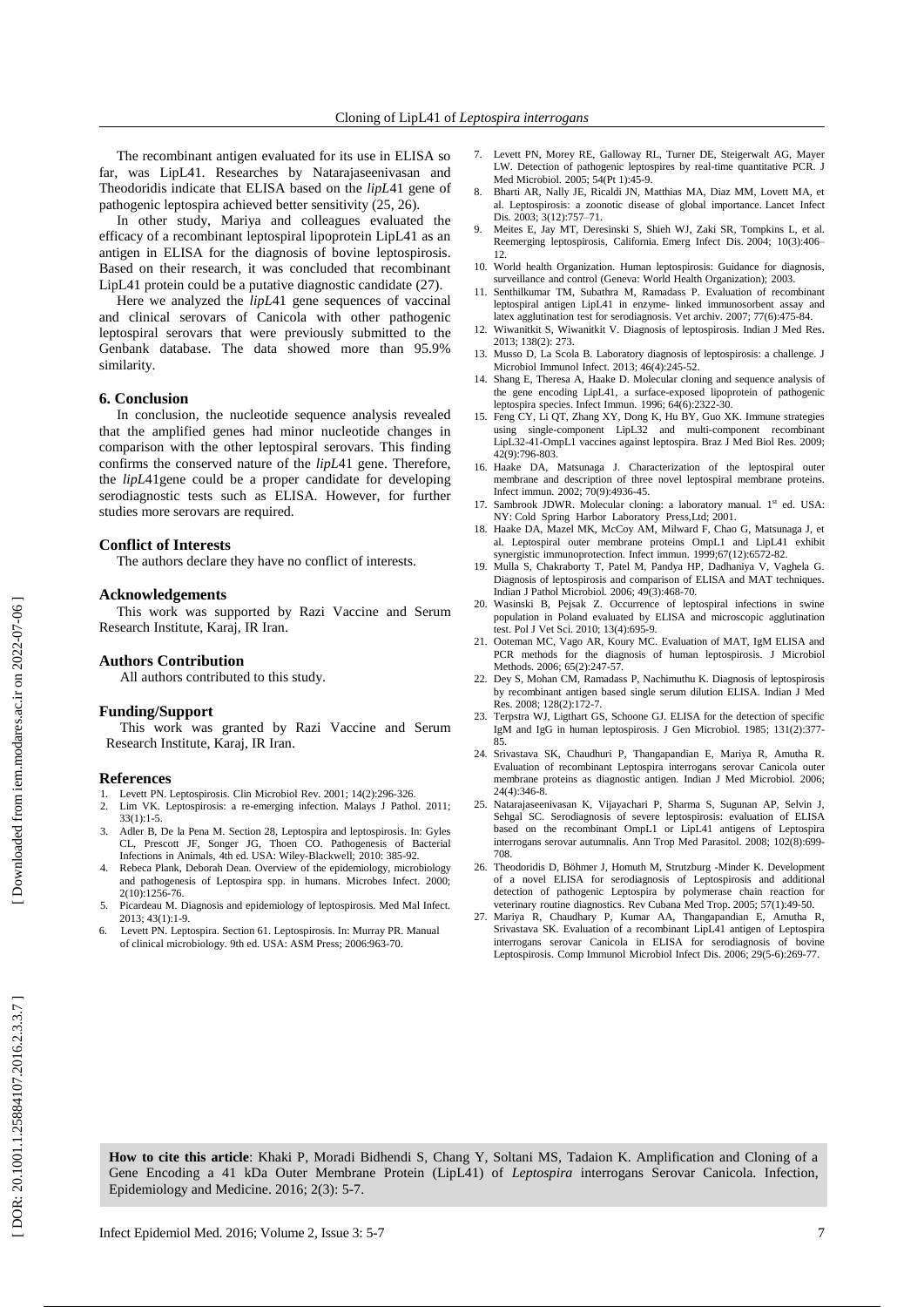The recombinant antigen evaluated for its use in ELISA so far, was LipL41. Researches by Natarajaseenivasan and Theodoridis indicate that ELISA based on the *lipL*41 gene of pathogenic leptospira achieved better sensitivity (25, 26).

In other study, Mariya and colleagues evaluated the efficacy of a recombinant leptospiral lipoprotein LipL41 as an antigen in ELISA for the diagnosis of bovine leptospirosis. Based on their research, it was concluded that recombinant LipL41 protein could be a putative diagnostic candidate (27).

Here we analyzed the *lipL*41 gene sequences of vaccinal and clinical serovars of Canicola with other pathogenic leptospiral serovars that were previously submitted to the Genbank database. The data showed more than 95.9% similarity.

### 6. Conclusion

In conclusion, the nucleotide sequence analysis revealed that the amplified genes had minor nucleotide changes in comparison with the other leptospiral serovars. This finding confirms the conserved nature of the *lipL*41 gene. Therefore, the *lipL*41gene could be a proper candidate for developing serodiagnostic tests such as ELISA. However, for further studies more serovars are required.

### Conflict of Interests

The authors declare they have no conflict of interests.

### Acknowledgements

This work was supported by Razi Vaccine and Serum Research Institute, Karaj, IR Iran.

### Authors Contribution

All authors contributed to this study.

### Funding/Support

This work was granted by Razi Vaccine and Serum Research Institute, Karaj, IR Iran.

### References

1. Levett PN. Leptospirosis. Clin Microbiol Rev. 2001; 14(2):296-326.
2. Lim VK. Leptospirosis: a re-emerging infection. Malays J Pathol. 2011; 33(1):1-5.
3. Adler B, De la Pena M. Section 28, Leptospira and leptospirosis. In: Gyles CL, Prescott JF, Songer JG, Thoen CO. Pathogenesis of Bacterial Infections in Animals, 4th ed. USA: Wiley-Blackwell; 2010: 385-92.
4. Rebeca Plank, Deborah Dean. Overview of the epidemiology, microbiology and pathogenesis of Leptospira spp. in humans. Microbes Infect. 2000; 2(10):1256-76.
5. Picardeau M. Diagnosis and epidemiology of leptospirosis. Med Mal Infect. 2013; 43(1):1-9.
6. Levett PN. Leptospira. Section 61. Leptospirosis. In: Murray PR. Manual of clinical microbiology. 9th ed. USA: ASM Press; 2006:963-70.
7. Levett PN, Morey RE, Galloway RL, Turner DE, Steigerwalt AG, Mayer LW. Detection of pathogenic leptospires by real-time quantitative PCR. J Med Microbiol. 2005; 54(Pt 1):45-9.
8. Bharti AR, Nally JE, Ricaldi JN, Matthias MA, Diaz MM, Lovett MA, et al. Leptospirosis: a zoonotic disease of global importance. Lancet Infect Dis. 2003; 3(12):757–71.
9. Meites E, Jay MT, Deresinski S, Shieh WJ, Zaki SR, Tompkins L, et al. Reemerging leptospirosis, California. Emerg Infect Dis. 2004; 10(3):406–12.
10. World health Organization. Human leptospirosis: Guidance for diagnosis, surveillance and control (Geneva: World Health Organization); 2003.
11. Senthilkumar TM, Subathra M, Ramadass P. Evaluation of recombinant leptospiral antigen LipL41 in enzyme- linked immunosorbent assay and latex agglutination test for serodiagnosis. Vet archiv. 2007; 77(6):475-84.
12. Wiwanitkit S, Wiwanitkit V. Diagnosis of leptospirosis. Indian J Med Res. 2013; 138(2): 273.
13. Musso D, La Scola B. Laboratory diagnosis of leptospirosis: a challenge. J Microbiol Immunol Infect. 2013; 46(4):245-52.
14. Shang E, Theresa A, Haake D. Molecular cloning and sequence analysis of the gene encoding LipL41, a surface-exposed lipoprotein of pathogenic leptospira species. Infect Immun. 1996; 64(6):2322-30.
15. Feng CY, Li QT, Zhang XY, Dong K, Hu BY, Guo XK. Immune strategies using single-component LipL32 and multi-component recombinant LipL32-41-OmpL1 vaccines against leptospira. Braz J Med Biol Res. 2009; 42(9):796-803.
16. Haake DA, Matsunaga J. Characterization of the leptospiral outer membrane and description of three novel leptospiral membrane proteins. Infect immun. 2002; 70(9):4936-45.
17. Sambrook JDWR. Molecular cloning: a laboratory manual. 1st ed. USA: NY: Cold Spring Harbor Laboratory Press,Ltd; 2001.
18. Haake DA, Mazel MK, McCoy AM, Milward F, Chao G, Matsunaga J, et al. Leptospiral outer membrane proteins OmpL1 and LipL41 exhibit synergistic immunoprotection. Infect immun. 1999;67(12):6572-82.
19. Mulla S, Chakraborty T, Patel M, Pandya HP, Dadhaniya V, Vaghela G. Diagnosis of leptospirosis and comparison of ELISA and MAT techniques. Indian J Pathol Microbiol. 2006; 49(3):468-70.
20. Wasinski B, Pejsak Z. Occurrence of leptospiral infections in swine population in Poland evaluated by ELISA and microscopic agglutination test. Pol J Vet Sci. 2010; 13(4):695-9.
21. Ooteman MC, Vago AR, Koury MC. Evaluation of MAT, IgM ELISA and PCR methods for the diagnosis of human leptospirosis. J Microbiol Methods. 2006; 65(2):247-57.
22. Dey S, Mohan CM, Ramadass P, Nachimuthu K. Diagnosis of leptospirosis by recombinant antigen based single serum dilution ELISA. Indian J Med Res. 2008; 128(2):172-7.
23. Terpstra WJ, Ligthart GS, Schoone GJ. ELISA for the detection of specific IgM and IgG in human leptospirosis. J Gen Microbiol. 1985; 131(2):377-85.
24. Srivastava SK, Chaudhuri P, Thangapandian E, Mariya R, Amutha R. Evaluation of recombinant Leptospira interrogans serovar Canicola outer membrane proteins as diagnostic antigen. Indian J Med Microbiol. 2006; 24(4):346-8.
25. Natarajaseenivasan K, Vijayachari P, Sharma S, Sugunan AP, Selvin J, Sehgal SC. Serodiagnosis of severe leptospirosis: evaluation of ELISA based on the recombinant OmpL1 or LipL41 antigens of Leptospira interrogans serovar autumnalis. Ann Trop Med Parasitol. 2008; 102(8):699-708.
26. Theodoridis D, Böhmer J, Homuth M, Strutzburg -Minder K. Development of a novel ELISA for serodiagnosis of Leptospirosis and additional detection of pathogenic Leptospira by polymerase chain reaction for veterinary routine diagnostics. Rev Cubana Med Trop. 2005; 57(1):49-50.
27. Mariya R, Chaudhary P, Kumar AA, Thangapandian E, Amutha R, Srivastava SK. Evaluation of a recombinant LipL41 antigen of Leptospira interrogans serovar Canicola in ELISA for serodiagnosis of bovine Leptospirosis. Comp Immunol Microbiol Infect Dis. 2006; 29(5-6):269-77.

**How to cite this article**: Khaki P, Moradi Bidhendi S, Chang Y, Soltani MS, Tadaion K. Amplification and Cloning of a Gene Encoding a 41 kDa Outer Membrane Protein (LipL41) of *Leptospira* interrogans Serovar Canicola. Infection, Epidemiology and Medicine. 2016; 2(3): 5-7.